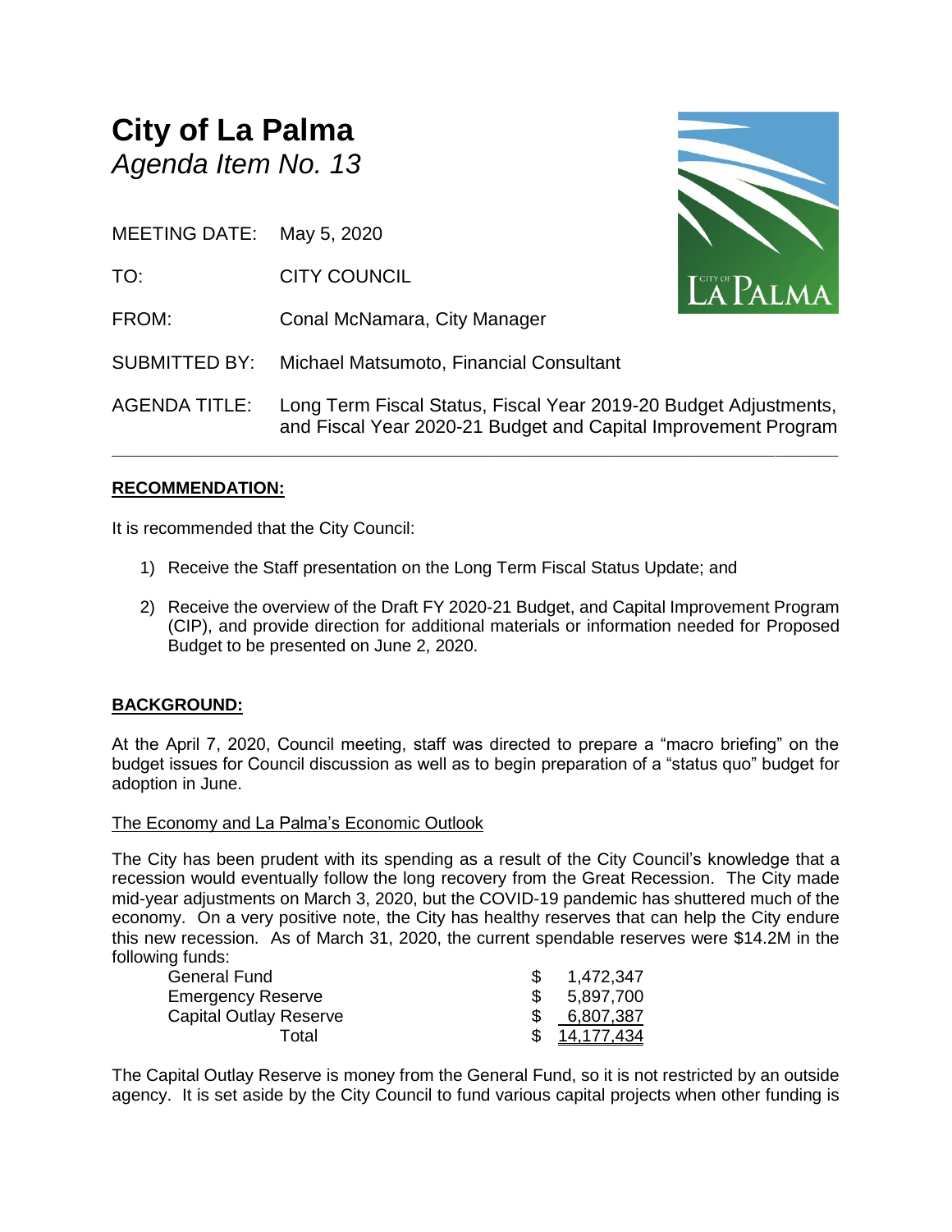# City of La Palma

*Agenda Item No. 13*

MEETING DATE: May 5, 2020

TO: CITY COUNCIL

FROM: Conal McNamara, City Manager

SUBMITTED BY: Michael Matsumoto, Financial Consultant

AGENDA TITLE: Long Term Fiscal Status, Fiscal Year 2019-20 Budget Adjustments, and Fiscal Year 2020-21 Budget and Capital Improvement Program

---

**RECOMMENDATION:**

It is recommended that the City Council:

1) Receive the Staff presentation on the Long Term Fiscal Status Update; and

2) Receive the overview of the Draft FY 2020-21 Budget, and Capital Improvement Program (CIP), and provide direction for additional materials or information needed for Proposed Budget to be presented on June 2, 2020.

**BACKGROUND:**

At the April 7, 2020, Council meeting, staff was directed to prepare a "macro briefing" on the budget issues for Council discussion as well as to begin preparation of a "status quo" budget for adoption in June.

The Economy and La Palma's Economic Outlook

The City has been prudent with its spending as a result of the City Council's knowledge that a recession would eventually follow the long recovery from the Great Recession. The City made mid-year adjustments on March 3, 2020, but the COVID-19 pandemic has shuttered much of the economy. On a very positive note, the City has healthy reserves that can help the City endure this new recession. As of March 31, 2020, the current spendable reserves were $14.2M in the following funds:

| Fund | Amount |
|---|---|
| General Fund | $ 1,472,347 |
| Emergency Reserve | $ 5,897,700 |
| Capital Outlay Reserve | $ 6,807,387 |
| Total | $ 14,177,434 |

The Capital Outlay Reserve is money from the General Fund, so it is not restricted by an outside agency. It is set aside by the City Council to fund various capital projects when other funding is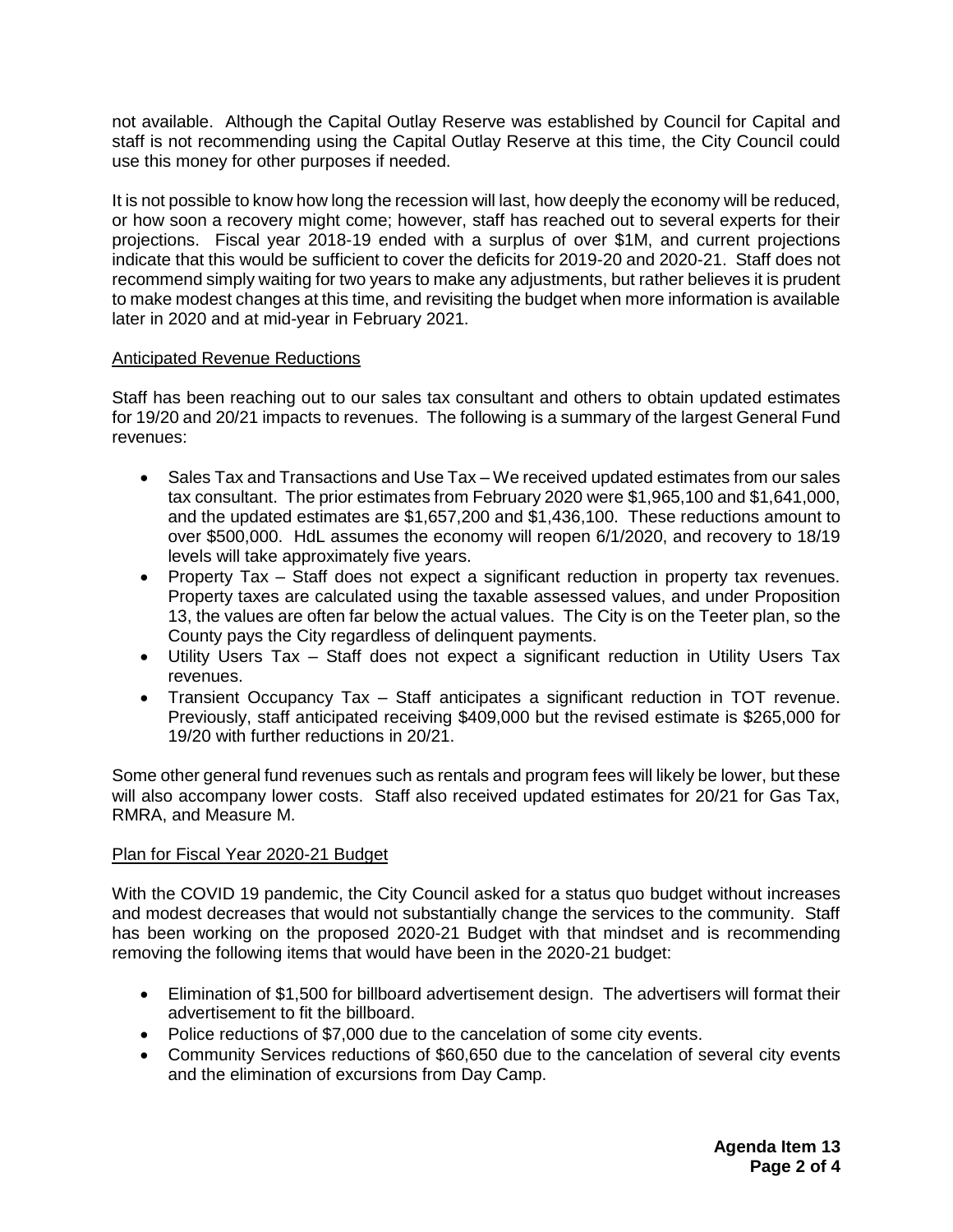not available. Although the Capital Outlay Reserve was established by Council for Capital and staff is not recommending using the Capital Outlay Reserve at this time, the City Council could use this money for other purposes if needed.

It is not possible to know how long the recession will last, how deeply the economy will be reduced, or how soon a recovery might come; however, staff has reached out to several experts for their projections. Fiscal year 2018-19 ended with a surplus of over $1M, and current projections indicate that this would be sufficient to cover the deficits for 2019-20 and 2020-21. Staff does not recommend simply waiting for two years to make any adjustments, but rather believes it is prudent to make modest changes at this time, and revisiting the budget when more information is available later in 2020 and at mid-year in February 2021.

## Anticipated Revenue Reductions

Staff has been reaching out to our sales tax consultant and others to obtain updated estimates for 19/20 and 20/21 impacts to revenues. The following is a summary of the largest General Fund revenues:

- Sales Tax and Transactions and Use Tax – We received updated estimates from our sales tax consultant. The prior estimates from February 2020 were $1,965,100 and $1,641,000, and the updated estimates are $1,657,200 and $1,436,100. These reductions amount to over $500,000. HdL assumes the economy will reopen 6/1/2020, and recovery to 18/19 levels will take approximately five years.
- Property Tax – Staff does not expect a significant reduction in property tax revenues. Property taxes are calculated using the taxable assessed values, and under Proposition 13, the values are often far below the actual values. The City is on the Teeter plan, so the County pays the City regardless of delinquent payments.
- Utility Users Tax – Staff does not expect a significant reduction in Utility Users Tax revenues.
- Transient Occupancy Tax – Staff anticipates a significant reduction in TOT revenue. Previously, staff anticipated receiving $409,000 but the revised estimate is $265,000 for 19/20 with further reductions in 20/21.

Some other general fund revenues such as rentals and program fees will likely be lower, but these will also accompany lower costs. Staff also received updated estimates for 20/21 for Gas Tax, RMRA, and Measure M.

## Plan for Fiscal Year 2020-21 Budget

With the COVID 19 pandemic, the City Council asked for a status quo budget without increases and modest decreases that would not substantially change the services to the community. Staff has been working on the proposed 2020-21 Budget with that mindset and is recommending removing the following items that would have been in the 2020-21 budget:

- Elimination of $1,500 for billboard advertisement design. The advertisers will format their advertisement to fit the billboard.
- Police reductions of $7,000 due to the cancelation of some city events.
- Community Services reductions of $60,650 due to the cancelation of several city events and the elimination of excursions from Day Camp.

**Agenda Item 13**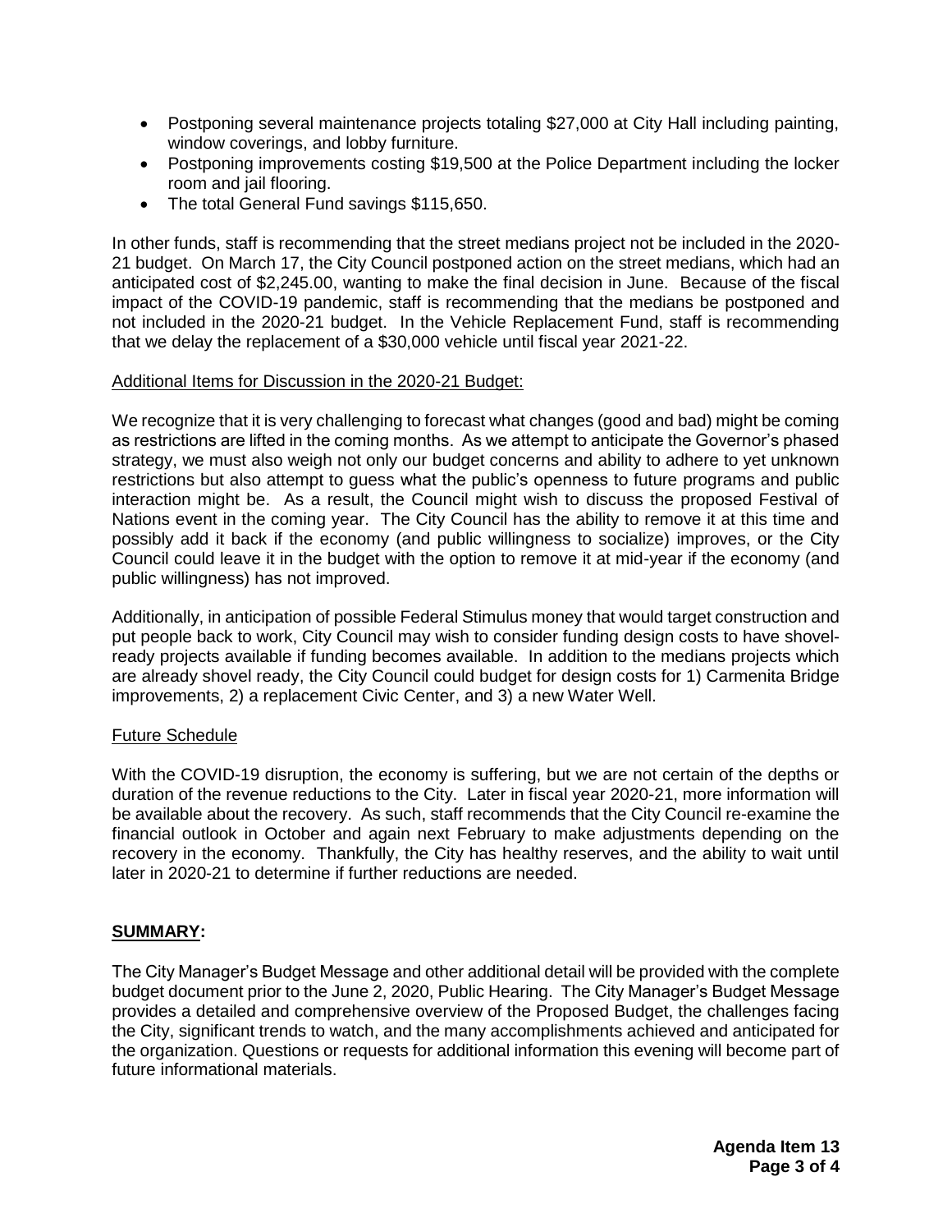- Postponing several maintenance projects totaling $27,000 at City Hall including painting, window coverings, and lobby furniture.
- Postponing improvements costing $19,500 at the Police Department including the locker room and jail flooring.
- The total General Fund savings $115,650.

In other funds, staff is recommending that the street medians project not be included in the 2020-21 budget. On March 17, the City Council postponed action on the street medians, which had an anticipated cost of $2,245.00, wanting to make the final decision in June. Because of the fiscal impact of the COVID-19 pandemic, staff is recommending that the medians be postponed and not included in the 2020-21 budget. In the Vehicle Replacement Fund, staff is recommending that we delay the replacement of a $30,000 vehicle until fiscal year 2021-22.

<u>Additional Items for Discussion in the 2020-21 Budget:</u>

We recognize that it is very challenging to forecast what changes (good and bad) might be coming as restrictions are lifted in the coming months. As we attempt to anticipate the Governor's phased strategy, we must also weigh not only our budget concerns and ability to adhere to yet unknown restrictions but also attempt to guess what the public's openness to future programs and public interaction might be. As a result, the Council might wish to discuss the proposed Festival of Nations event in the coming year. The City Council has the ability to remove it at this time and possibly add it back if the economy (and public willingness to socialize) improves, or the City Council could leave it in the budget with the option to remove it at mid-year if the economy (and public willingness) has not improved.

Additionally, in anticipation of possible Federal Stimulus money that would target construction and put people back to work, City Council may wish to consider funding design costs to have shovel-ready projects available if funding becomes available. In addition to the medians projects which are already shovel ready, the City Council could budget for design costs for 1) Carmenita Bridge improvements, 2) a replacement Civic Center, and 3) a new Water Well.

<u>Future Schedule</u>

With the COVID-19 disruption, the economy is suffering, but we are not certain of the depths or duration of the revenue reductions to the City. Later in fiscal year 2020-21, more information will be available about the recovery. As such, staff recommends that the City Council re-examine the financial outlook in October and again next February to make adjustments depending on the recovery in the economy. Thankfully, the City has healthy reserves, and the ability to wait until later in 2020-21 to determine if further reductions are needed.

## SUMMARY:

The City Manager's Budget Message and other additional detail will be provided with the complete budget document prior to the June 2, 2020, Public Hearing. The City Manager's Budget Message provides a detailed and comprehensive overview of the Proposed Budget, the challenges facing the City, significant trends to watch, and the many accomplishments achieved and anticipated for the organization. Questions or requests for additional information this evening will become part of future informational materials.

**Agenda Item 13**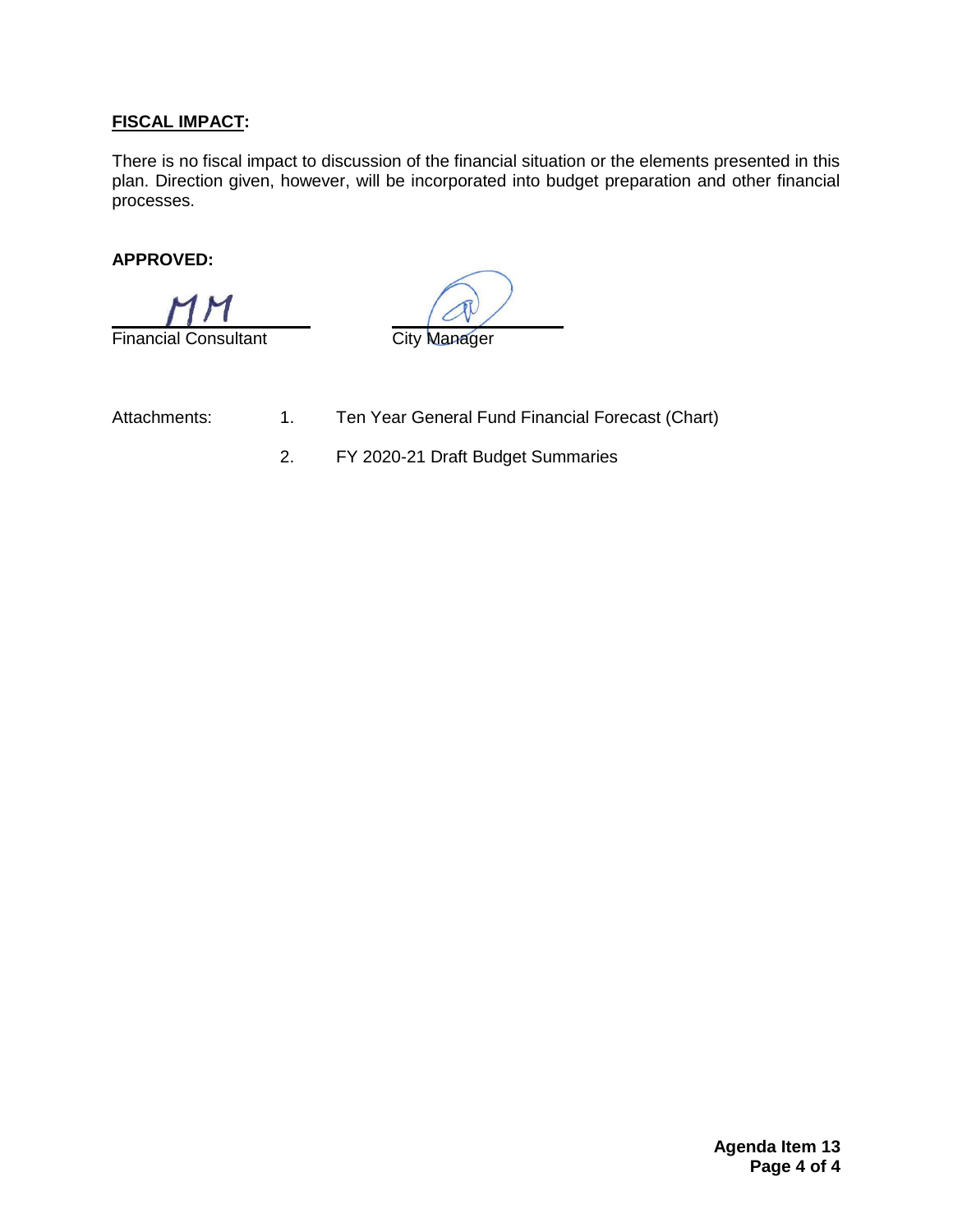**FISCAL IMPACT:**

There is no fiscal impact to discussion of the financial situation or the elements presented in this plan. Direction given, however, will be incorporated into budget preparation and other financial processes.

**APPROVED:**

MM
Financial Consultant

City Manager

Attachments:

1. Ten Year General Fund Financial Forecast (Chart)
2. FY 2020-21 Draft Budget Summaries

**Agenda Item 13**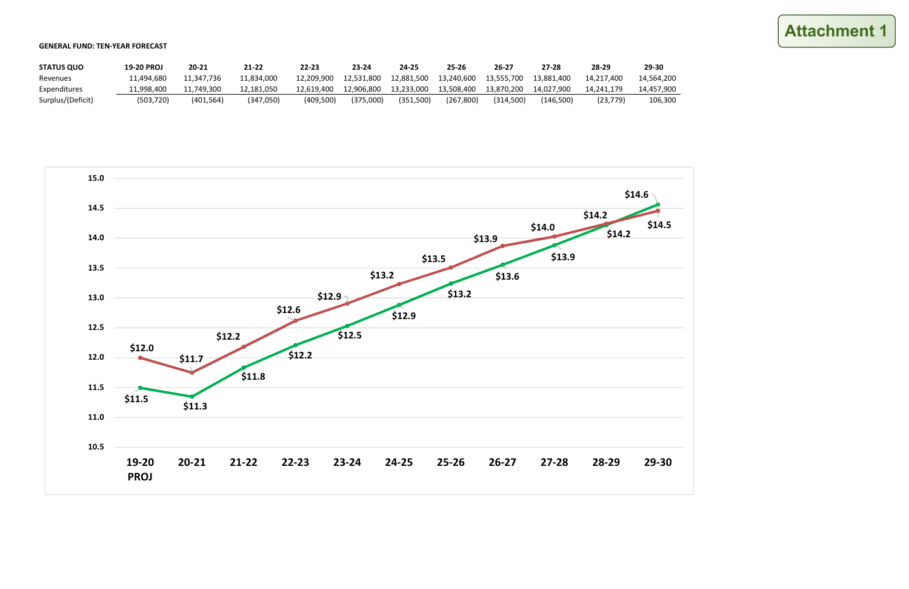**Attachment 1**

**GENERAL FUND: TEN-YEAR FORECAST**

| STATUS QUO | 19-20 PROJ | 20-21 | 21-22 | 22-23 | 23-24 | 24-25 | 25-26 | 26-27 | 27-28 | 28-29 | 29-30 |
|---|---|---|---|---|---|---|---|---|---|---|---|
| Revenues | 11,494,680 | 11,347,736 | 11,834,000 | 12,209,900 | 12,531,800 | 12,881,500 | 13,240,600 | 13,555,700 | 13,881,400 | 14,217,400 | 14,564,200 |
| Expenditures | 11,998,400 | 11,749,300 | 12,181,050 | 12,619,400 | 12,906,800 | 13,233,000 | 13,508,400 | 13,870,200 | 14,027,900 | 14,241,179 | 14,457,900 |
| Surplus/(Deficit) | (503,720) | (401,564) | (347,050) | (409,500) | (375,000) | (351,500) | (267,800) | (314,500) | (146,500) | (23,779) | 106,300 |

| Year | Expenditures (red) | Revenues (green) |
|---|---|---|
| 19-20 PROJ | $12.0 | $11.5 |
| 20-21 | $11.7 | $11.3 |
| 21-22 | $12.2 | $11.8 |
| 22-23 | $12.6 | $12.2 |
| 23-24 | $12.9 | $12.5 |
| 24-25 | $13.2 | $12.9 |
| 25-26 | $13.5 | $13.2 |
| 26-27 | $13.9 | $13.6 |
| 27-28 | $14.0 | $13.9 |
| 28-29 | $14.2 | $14.2 |
| 29-30 | $14.5 | $14.6 |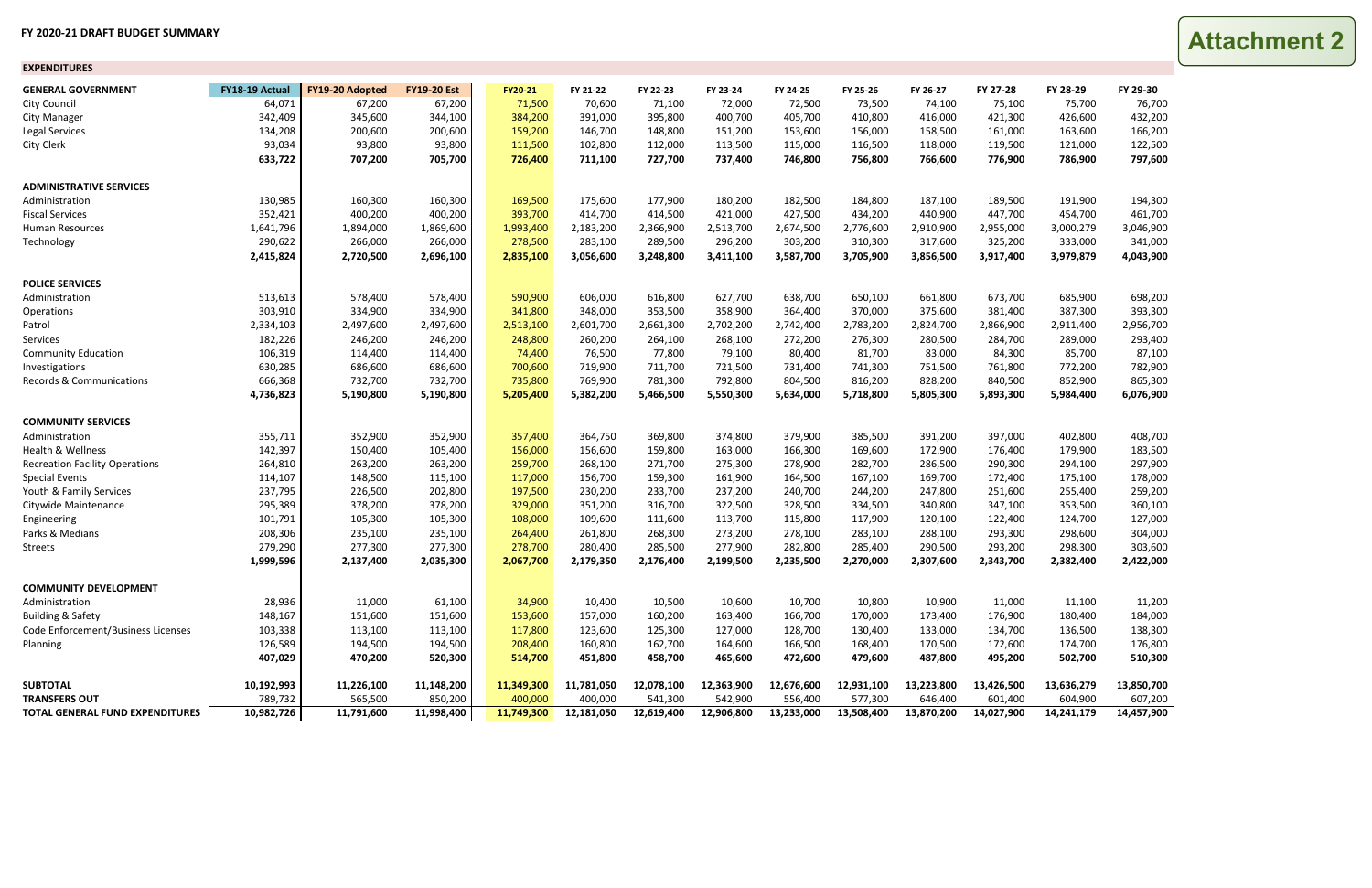# FY 2020-21 DRAFT BUDGET SUMMARY

**Attachment 2**

## EXPENDITURES

| GENERAL GOVERNMENT | FY18-19 Actual | FY19-20 Adopted | FY19-20 Est | FY20-21 | FY 21-22 | FY 22-23 | FY 23-24 | FY 24-25 | FY 25-26 | FY 26-27 | FY 27-28 | FY 28-29 | FY 29-30 |
|---|---|---|---|---|---|---|---|---|---|---|---|---|---|
| City Council | 64,071 | 67,200 | 67,200 | 71,500 | 70,600 | 71,100 | 72,000 | 72,500 | 73,500 | 74,100 | 75,100 | 75,700 | 76,700 |
| City Manager | 342,409 | 345,600 | 344,100 | 384,200 | 391,000 | 395,800 | 400,700 | 405,700 | 410,800 | 416,000 | 421,300 | 426,600 | 432,200 |
| Legal Services | 134,208 | 200,600 | 200,600 | 159,200 | 146,700 | 148,800 | 151,200 | 153,600 | 156,000 | 158,500 | 161,000 | 163,600 | 166,200 |
| City Clerk | 93,034 | 93,800 | 93,800 | 111,500 | 102,800 | 112,000 | 113,500 | 115,000 | 116,500 | 118,000 | 119,500 | 121,000 | 122,500 |
| | **633,722** | **707,200** | **705,700** | **726,400** | **711,100** | **727,700** | **737,400** | **746,800** | **756,800** | **766,600** | **776,900** | **786,900** | **797,600** |
| **ADMINISTRATIVE SERVICES** | | | | | | | | | | | | | |
| Administration | 130,985 | 160,300 | 160,300 | 169,500 | 175,600 | 177,900 | 180,200 | 182,500 | 184,800 | 187,100 | 189,500 | 191,900 | 194,300 |
| Fiscal Services | 352,421 | 400,200 | 400,200 | 393,700 | 414,700 | 414,500 | 421,000 | 427,500 | 434,200 | 440,900 | 447,700 | 454,700 | 461,700 |
| Human Resources | 1,641,796 | 1,894,000 | 1,869,600 | 1,993,400 | 2,183,200 | 2,366,900 | 2,513,700 | 2,674,500 | 2,776,600 | 2,910,900 | 2,955,000 | 3,000,279 | 3,046,900 |
| Technology | 290,622 | 266,000 | 266,000 | 278,500 | 283,100 | 289,500 | 296,200 | 303,200 | 310,300 | 317,600 | 325,200 | 333,000 | 341,000 |
| | **2,415,824** | **2,720,500** | **2,696,100** | **2,835,100** | **3,056,600** | **3,248,800** | **3,411,100** | **3,587,700** | **3,705,900** | **3,856,500** | **3,917,400** | **3,979,879** | **4,043,900** |
| **POLICE SERVICES** | | | | | | | | | | | | | |
| Administration | 513,613 | 578,400 | 578,400 | 590,900 | 606,000 | 616,800 | 627,700 | 638,700 | 650,100 | 661,800 | 673,700 | 685,900 | 698,200 |
| Operations | 303,910 | 334,900 | 334,900 | 341,800 | 348,000 | 353,500 | 358,900 | 364,400 | 370,000 | 375,600 | 381,400 | 387,300 | 393,300 |
| Patrol | 2,334,103 | 2,497,600 | 2,497,600 | 2,513,100 | 2,601,700 | 2,661,300 | 2,702,200 | 2,742,400 | 2,783,200 | 2,824,700 | 2,866,900 | 2,911,400 | 2,956,700 |
| Services | 182,226 | 246,200 | 246,200 | 248,800 | 260,200 | 264,100 | 268,100 | 272,200 | 276,300 | 280,500 | 284,700 | 289,000 | 293,400 |
| Community Education | 106,319 | 114,400 | 114,400 | 74,400 | 76,500 | 77,800 | 79,100 | 80,400 | 81,700 | 83,000 | 84,300 | 85,700 | 87,100 |
| Investigations | 630,285 | 686,600 | 686,600 | 700,600 | 719,900 | 711,700 | 721,500 | 731,400 | 741,300 | 751,500 | 761,800 | 772,200 | 782,900 |
| Records & Communications | 666,368 | 732,700 | 732,700 | 735,800 | 769,900 | 781,300 | 792,800 | 804,500 | 816,200 | 828,200 | 840,500 | 852,900 | 865,300 |
| | **4,736,823** | **5,190,800** | **5,190,800** | **5,205,400** | **5,382,200** | **5,466,500** | **5,550,300** | **5,634,000** | **5,718,800** | **5,805,300** | **5,893,300** | **5,984,400** | **6,076,900** |
| **COMMUNITY SERVICES** | | | | | | | | | | | | | |
| Administration | 355,711 | 352,900 | 352,900 | 357,400 | 364,750 | 369,800 | 374,800 | 379,900 | 385,500 | 391,200 | 397,000 | 402,800 | 408,700 |
| Health & Wellness | 142,397 | 150,400 | 105,400 | 156,000 | 156,600 | 159,800 | 163,000 | 166,300 | 169,600 | 172,900 | 176,400 | 179,900 | 183,500 |
| Recreation Facility Operations | 264,810 | 263,200 | 263,200 | 259,700 | 268,100 | 271,700 | 275,300 | 278,900 | 282,700 | 286,500 | 290,300 | 294,100 | 297,900 |
| Special Events | 114,107 | 148,500 | 115,100 | 117,000 | 156,700 | 159,300 | 161,900 | 164,500 | 167,100 | 169,700 | 172,400 | 175,100 | 178,000 |
| Youth & Family Services | 237,795 | 226,500 | 202,800 | 197,500 | 230,200 | 233,700 | 237,200 | 240,700 | 244,200 | 247,800 | 251,600 | 255,400 | 259,200 |
| Citywide Maintenance | 295,389 | 378,200 | 378,200 | 329,000 | 351,200 | 316,700 | 322,500 | 328,500 | 334,500 | 340,800 | 347,100 | 353,500 | 360,100 |
| Engineering | 101,791 | 105,300 | 105,300 | 108,000 | 109,600 | 111,600 | 113,700 | 115,800 | 117,900 | 120,100 | 122,400 | 124,700 | 127,000 |
| Parks & Medians | 208,306 | 235,100 | 235,100 | 264,400 | 261,800 | 268,300 | 273,200 | 278,100 | 283,100 | 288,100 | 293,300 | 298,600 | 304,000 |
| Streets | 279,290 | 277,300 | 277,300 | 278,700 | 280,400 | 285,500 | 277,900 | 282,800 | 285,400 | 290,500 | 293,200 | 298,300 | 303,600 |
| | **1,999,596** | **2,137,400** | **2,035,300** | **2,067,700** | **2,179,350** | **2,176,400** | **2,199,500** | **2,235,500** | **2,270,000** | **2,307,600** | **2,343,700** | **2,382,400** | **2,422,000** |
| **COMMUNITY DEVELOPMENT** | | | | | | | | | | | | | |
| Administration | 28,936 | 11,000 | 61,100 | 34,900 | 10,400 | 10,500 | 10,600 | 10,700 | 10,800 | 10,900 | 11,000 | 11,100 | 11,200 |
| Building & Safety | 148,167 | 151,600 | 151,600 | 153,600 | 157,000 | 160,200 | 163,400 | 166,700 | 170,000 | 173,400 | 176,900 | 180,400 | 184,000 |
| Code Enforcement/Business Licenses | 103,338 | 113,100 | 113,100 | 117,800 | 123,600 | 125,300 | 127,000 | 128,700 | 130,400 | 133,000 | 134,700 | 136,500 | 138,300 |
| Planning | 126,589 | 194,500 | 194,500 | 208,400 | 160,800 | 162,700 | 164,600 | 166,500 | 168,400 | 170,500 | 172,600 | 174,700 | 176,800 |
| | **407,029** | **470,200** | **520,300** | **514,700** | **451,800** | **458,700** | **465,600** | **472,600** | **479,600** | **487,800** | **495,200** | **502,700** | **510,300** |
| **SUBTOTAL** | **10,192,993** | **11,226,100** | **11,148,200** | **11,349,300** | **11,781,050** | **12,078,100** | **12,363,900** | **12,676,600** | **12,931,100** | **13,223,800** | **13,426,500** | **13,636,279** | **13,850,700** |
| **TRANSFERS OUT** | 789,732 | 565,500 | 850,200 | 400,000 | 400,000 | 541,300 | 542,900 | 556,400 | 577,300 | 646,400 | 601,400 | 604,900 | 607,200 |
| **TOTAL GENERAL FUND EXPENDITURES** | **10,982,726** | **11,791,600** | **11,998,400** | **11,749,300** | **12,181,050** | **12,619,400** | **12,906,800** | **13,233,000** | **13,508,400** | **13,870,200** | **14,027,900** | **14,241,179** | **14,457,900** |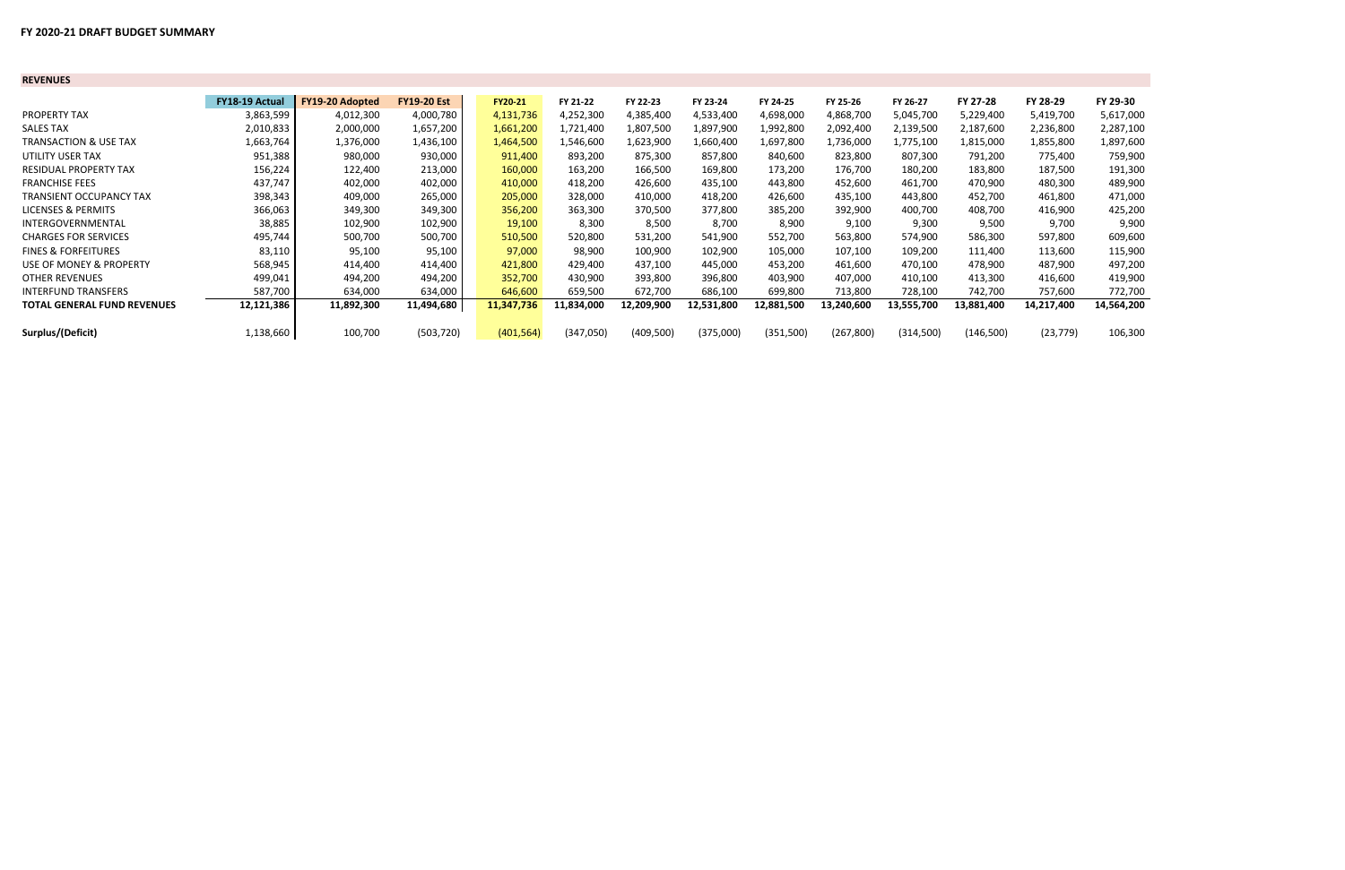**FY 2020-21 DRAFT BUDGET SUMMARY**

**REVENUES**

| | FY18-19 Actual | FY19-20 Adopted | FY19-20 Est | FY20-21 | FY 21-22 | FY 22-23 | FY 23-24 | FY 24-25 | FY 25-26 | FY 26-27 | FY 27-28 | FY 28-29 | FY 29-30 |
|---|---|---|---|---|---|---|---|---|---|---|---|---|---|
| PROPERTY TAX | 3,863,599 | 4,012,300 | 4,000,780 | 4,131,736 | 4,252,300 | 4,385,400 | 4,533,400 | 4,698,000 | 4,868,700 | 5,045,700 | 5,229,400 | 5,419,700 | 5,617,000 |
| SALES TAX | 2,010,833 | 2,000,000 | 1,657,200 | 1,661,200 | 1,721,400 | 1,807,500 | 1,897,900 | 1,992,800 | 2,092,400 | 2,139,500 | 2,187,600 | 2,236,800 | 2,287,100 |
| TRANSACTION & USE TAX | 1,663,764 | 1,376,000 | 1,436,100 | 1,464,500 | 1,546,600 | 1,623,900 | 1,660,400 | 1,697,800 | 1,736,000 | 1,775,100 | 1,815,000 | 1,855,800 | 1,897,600 |
| UTILITY USER TAX | 951,388 | 980,000 | 930,000 | 911,400 | 893,200 | 875,300 | 857,800 | 840,600 | 823,800 | 807,300 | 791,200 | 775,400 | 759,900 |
| RESIDUAL PROPERTY TAX | 156,224 | 122,400 | 213,000 | 160,000 | 163,200 | 166,500 | 169,800 | 173,200 | 176,700 | 180,200 | 183,800 | 187,500 | 191,300 |
| FRANCHISE FEES | 437,747 | 402,000 | 402,000 | 410,000 | 418,200 | 426,600 | 435,100 | 443,800 | 452,600 | 461,700 | 470,900 | 480,300 | 489,900 |
| TRANSIENT OCCUPANCY TAX | 398,343 | 409,000 | 265,000 | 205,000 | 328,000 | 410,000 | 418,200 | 426,600 | 435,100 | 443,800 | 452,700 | 461,800 | 471,000 |
| LICENSES & PERMITS | 366,063 | 349,300 | 349,300 | 356,200 | 363,300 | 370,500 | 377,800 | 385,200 | 392,900 | 400,700 | 408,700 | 416,900 | 425,200 |
| INTERGOVERNMENTAL | 38,885 | 102,900 | 102,900 | 19,100 | 8,300 | 8,500 | 8,700 | 8,900 | 9,100 | 9,300 | 9,500 | 9,700 | 9,900 |
| CHARGES FOR SERVICES | 495,744 | 500,700 | 500,700 | 510,500 | 520,800 | 531,200 | 541,900 | 552,700 | 563,800 | 574,900 | 586,300 | 597,800 | 609,600 |
| FINES & FORFEITURES | 83,110 | 95,100 | 95,100 | 97,000 | 98,900 | 100,900 | 102,900 | 105,000 | 107,100 | 109,200 | 111,400 | 113,600 | 115,900 |
| USE OF MONEY & PROPERTY | 568,945 | 414,400 | 414,400 | 421,800 | 429,400 | 437,100 | 445,000 | 453,200 | 461,600 | 470,100 | 478,900 | 487,900 | 497,200 |
| OTHER REVENUES | 499,041 | 494,200 | 494,200 | 352,700 | 430,900 | 393,800 | 396,800 | 403,900 | 407,000 | 410,100 | 413,300 | 416,600 | 419,900 |
| INTERFUND TRANSFERS | 587,700 | 634,000 | 634,000 | 646,600 | 659,500 | 672,700 | 686,100 | 699,800 | 713,800 | 728,100 | 742,700 | 757,600 | 772,700 |
| **TOTAL GENERAL FUND REVENUES** | **12,121,386** | **11,892,300** | **11,494,680** | **11,347,736** | **11,834,000** | **12,209,900** | **12,531,800** | **12,881,500** | **13,240,600** | **13,555,700** | **13,881,400** | **14,217,400** | **14,564,200** |
| | | | | | | | | | | | | | |
| **Surplus/(Deficit)** | 1,138,660 | 100,700 | (503,720) | (401,564) | (347,050) | (409,500) | (375,000) | (351,500) | (267,800) | (314,500) | (146,500) | (23,779) | 106,300 |